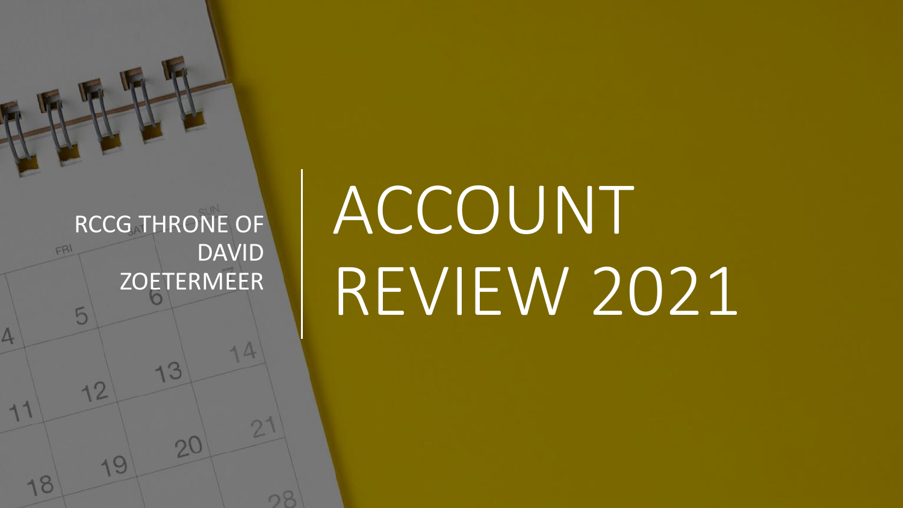RCCG THRONE OF DAVID ZOETERMEER

# ACCOUNT REVIEW 2021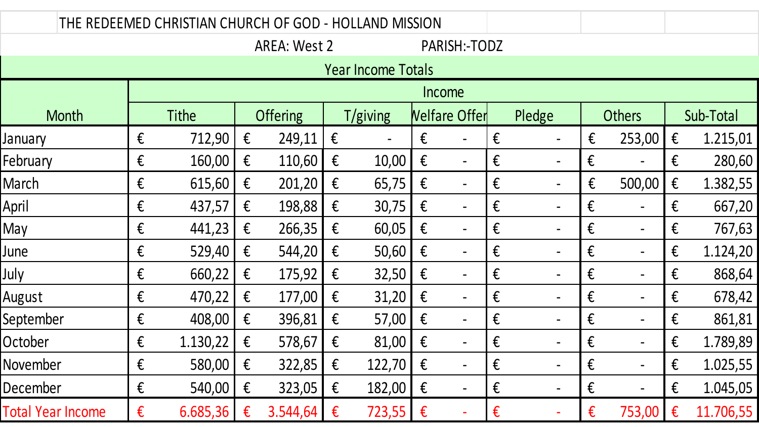THE REDEEMED CHRISTIAN CHURCH OF GOD - HOLLAND MISSION

AREA: West 2 PARISH:-TODZ

Year Income Totals

| Month | Income | | | | | | |
|---|---|---|---|---|---|---|---|
| | Tithe | Offering | T/giving | Welfare Offer | Pledge | Others | Sub-Total |
| January | € 712,90 | € 249,11 | € - | € - | € - | € 253,00 | € 1.215,01 |
| February | € 160,00 | € 110,60 | € 10,00 | € - | € - | € - | € 280,60 |
| March | € 615,60 | € 201,20 | € 65,75 | € - | € - | € 500,00 | € 1.382,55 |
| April | € 437,57 | € 198,88 | € 30,75 | € - | € - | € - | € 667,20 |
| May | € 441,23 | € 266,35 | € 60,05 | € - | € - | € - | € 767,63 |
| June | € 529,40 | € 544,20 | € 50,60 | € - | € - | € - | € 1.124,20 |
| July | € 660,22 | € 175,92 | € 32,50 | € - | € - | € - | € 868,64 |
| August | € 470,22 | € 177,00 | € 31,20 | € - | € - | € - | € 678,42 |
| September | € 408,00 | € 396,81 | € 57,00 | € - | € - | € - | € 861,81 |
| October | € 1.130,22 | € 578,67 | € 81,00 | € - | € - | € - | € 1.789,89 |
| November | € 580,00 | € 322,85 | € 122,70 | € - | € - | € - | € 1.025,55 |
| December | € 540,00 | € 323,05 | € 182,00 | € - | € - | € - | € 1.045,05 |
| Total Year Income | € 6.685,36 | € 3.544,64 | € 723,55 | € - | € - | € 753,00 | € 11.706,55 |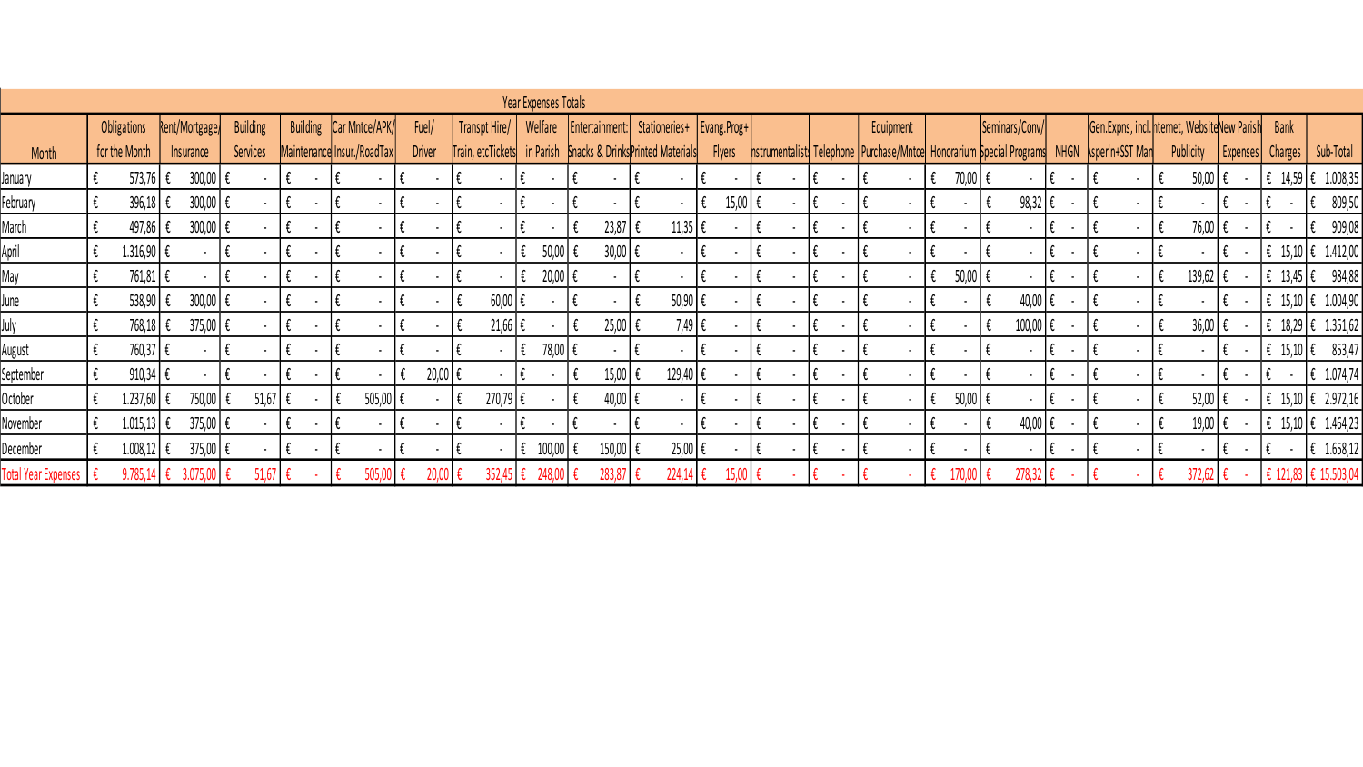| Year Expenses Totals | | | | | | | | | | | | | | | | | | | | | | | |
|---|---|---|---|---|---|---|---|---|---|---|---|---|---|---|---|---|---|---|---|---|---|---|---|
| Month | Obligations for the Month | Rent/Mortgage/ Insurance | Building Services | Building Maintenance | Car Mntce/APK/ Insur./RoadTax | Fuel/ Driver | Transpt Hire/ Train, etcTickets | Welfare in Parish | Entertainment: Snacks & Drinks | Stationeries+ Printed Materials | Evang.Prog+ Flyers | Instrumentalist | Telephone | Equipment Purchase/Mntce | Honorarium | Seminars/Conv/ Special Programs | NHGN | Gen.Expns, incl. Asper'n+SST Man | Internet, Website Publicity | New Parish Expenses | Bank Charges | Sub-Total |
| January | € 573,76 | € 300,00 | € - | € - | € - | € - | € - | € - | € - | € - | € - | € - | € - | € - | € 70,00 | € - | € - | € - | € 50,00 | € - | € 14,59 | € 1.008,35 |
| February | € 396,18 | € 300,00 | € - | € - | € - | € - | € - | € - | € - | € - | € 15,00 | € - | € - | € - | € - | € 98,32 | € - | € - | € - | € - | € - | € 809,50 |
| March | € 497,86 | € 300,00 | € - | € - | € - | € - | € - | € - | € 23,87 | € 11,35 | € - | € - | € - | € - | € - | € - | € - | € - | € 76,00 | € - | € - | € 909,08 |
| April | € 1.316,90 | € - | € - | € - | € - | € - | € - | € 50,00 | € 30,00 | € - | € - | € - | € - | € - | € - | € - | € - | € - | € - | € - | € 15,10 | € 1.412,00 |
| May | € 761,81 | € - | € - | € - | € - | € - | € - | € 20,00 | € - | € - | € - | € - | € - | € - | € 50,00 | € - | € - | € - | € 139,62 | € - | € 13,45 | € 984,88 |
| June | € 538,90 | € 300,00 | € - | € - | € - | € - | € 60,00 | € - | € - | € 50,90 | € - | € - | € - | € - | € - | € 40,00 | € - | € - | € - | € - | € 15,10 | € 1.004,90 |
| July | € 768,18 | € 375,00 | € - | € - | € - | € - | € 21,66 | € - | € 25,00 | € 7,49 | € - | € - | € - | € - | € - | € 100,00 | € - | € - | € 36,00 | € - | € 18,29 | € 1.351,62 |
| August | € 760,37 | € - | € - | € - | € - | € - | € - | € 78,00 | € - | € - | € - | € - | € - | € - | € - | € - | € - | € - | € - | € - | € 15,10 | € 853,47 |
| September | € 910,34 | € - | € - | € - | € - | € 20,00 | € - | € - | € 15,00 | € 129,40 | € - | € - | € - | € - | € - | € - | € - | € - | € - | € - | € - | € 1.074,74 |
| October | € 1.237,60 | € 750,00 | € 51,67 | € - | € 505,00 | € - | € 270,79 | € - | € 40,00 | € - | € - | € - | € - | € - | € 50,00 | € - | € - | € - | € 52,00 | € - | € 15,10 | € 2.972,16 |
| November | € 1.015,13 | € 375,00 | € - | € - | € - | € - | € - | € - | € - | € - | € - | € - | € - | € - | € - | € 40,00 | € - | € - | € 19,00 | € - | € 15,10 | € 1.464,23 |
| December | € 1.008,12 | € 375,00 | € - | € - | € - | € - | € - | € 100,00 | € 150,00 | € 25,00 | € - | € - | € - | € - | € - | € - | € - | € - | € - | € - | € - | € 1.658,12 |
| Total Year Expenses | € 9.785,14 | € 3.075,00 | € 51,67 | € - | € 505,00 | € 20,00 | € 352,45 | € 248,00 | € 283,87 | € 224,14 | € 15,00 | € - | € - | € - | € 170,00 | € 278,32 | € - | € - | € 372,62 | € - | € 121,83 | € 15.503,04 |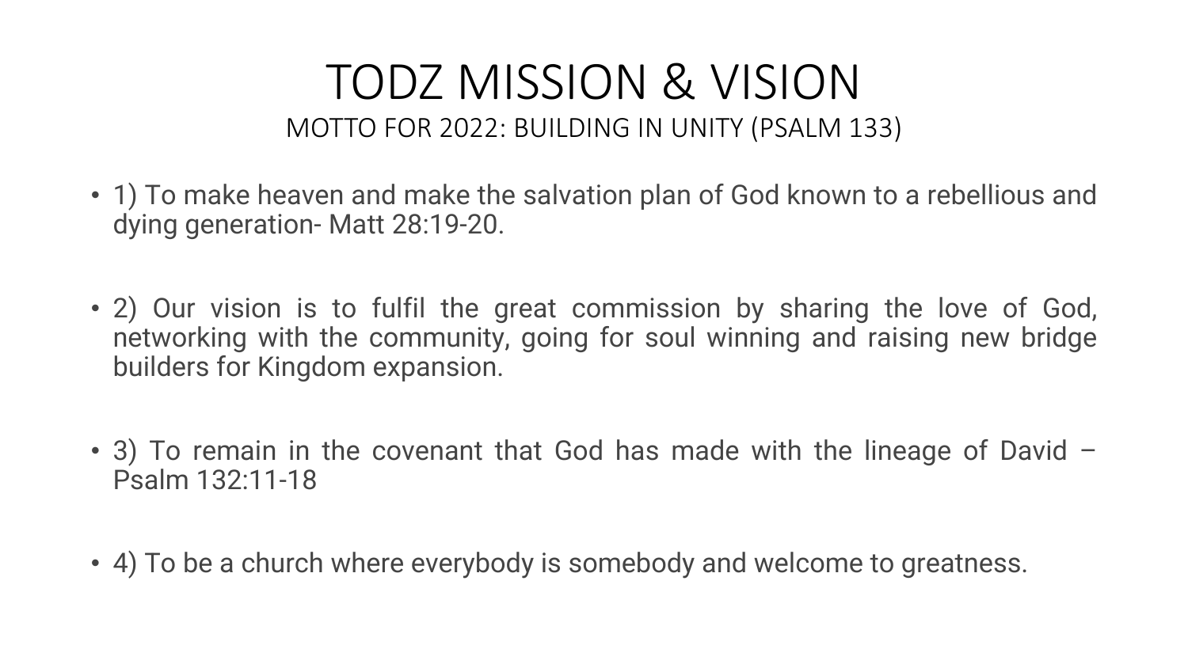# TODZ MISSION & VISION

## MOTTO FOR 2022: BUILDING IN UNITY (PSALM 133)

- 1) To make heaven and make the salvation plan of God known to a rebellious and dying generation- Matt 28:19-20.

- 2) Our vision is to fulfil the great commission by sharing the love of God, networking with the community, going for soul winning and raising new bridge builders for Kingdom expansion.

- 3) To remain in the covenant that God has made with the lineage of David – Psalm 132:11-18

- 4) To be a church where everybody is somebody and welcome to greatness.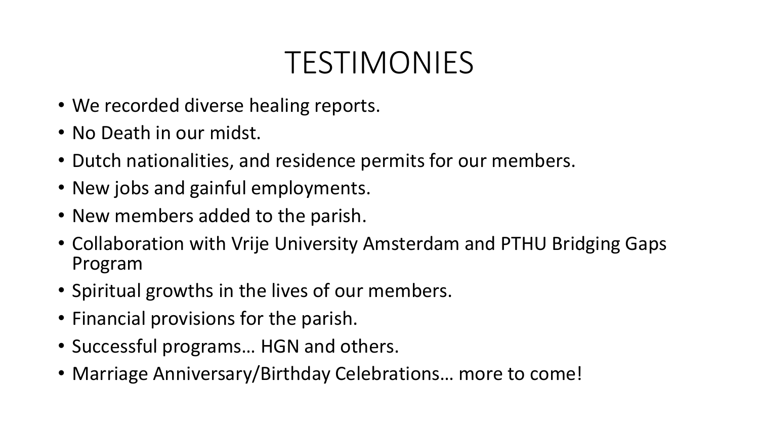# TESTIMONIES

- We recorded diverse healing reports.
- No Death in our midst.
- Dutch nationalities, and residence permits for our members.
- New jobs and gainful employments.
- New members added to the parish.
- Collaboration with Vrije University Amsterdam and PTHU Bridging Gaps Program
- Spiritual growths in the lives of our members.
- Financial provisions for the parish.
- Successful programs… HGN and others.
- Marriage Anniversary/Birthday Celebrations… more to come!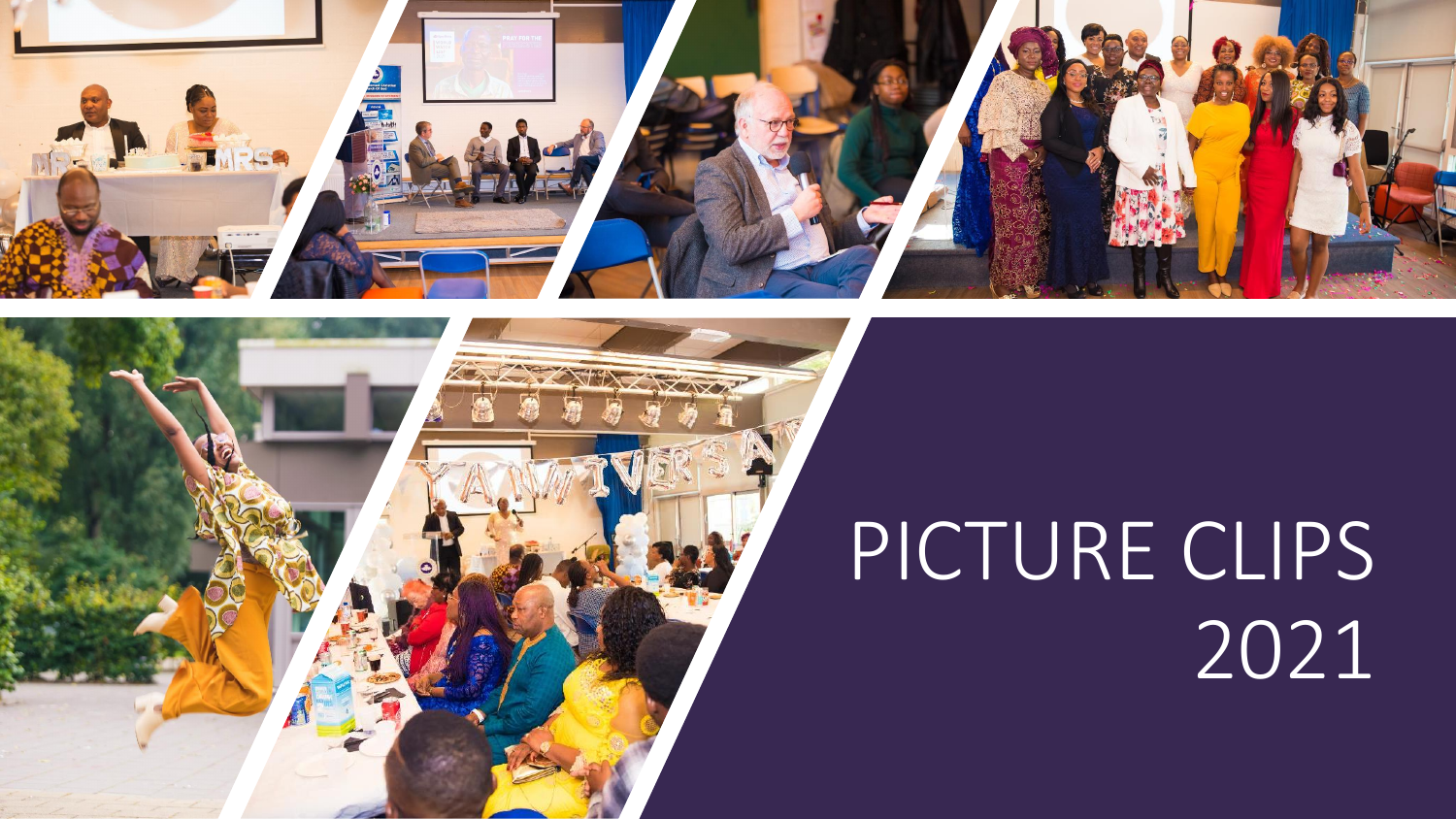# PICTURE CLIPS 2021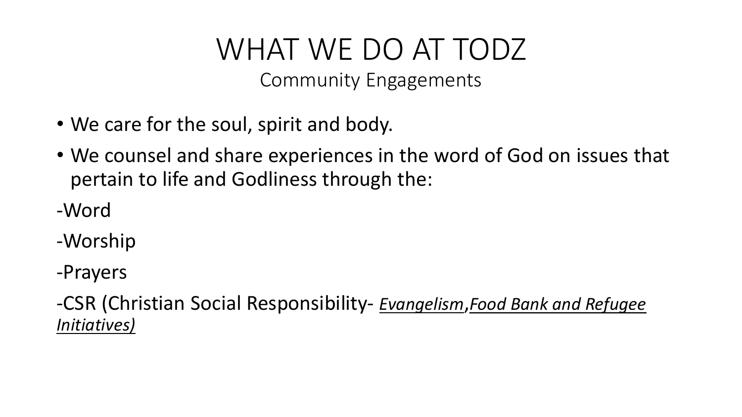# WHAT WE DO AT TODZ

## Community Engagements

- We care for the soul, spirit and body.
- We counsel and share experiences in the word of God on issues that pertain to life and Godliness through the:

-Word

-Worship

-Prayers

-CSR (Christian Social Responsibility- <u>*Evangelism*</u>,<u>*Food Bank and Refugee Initiatives)*</u>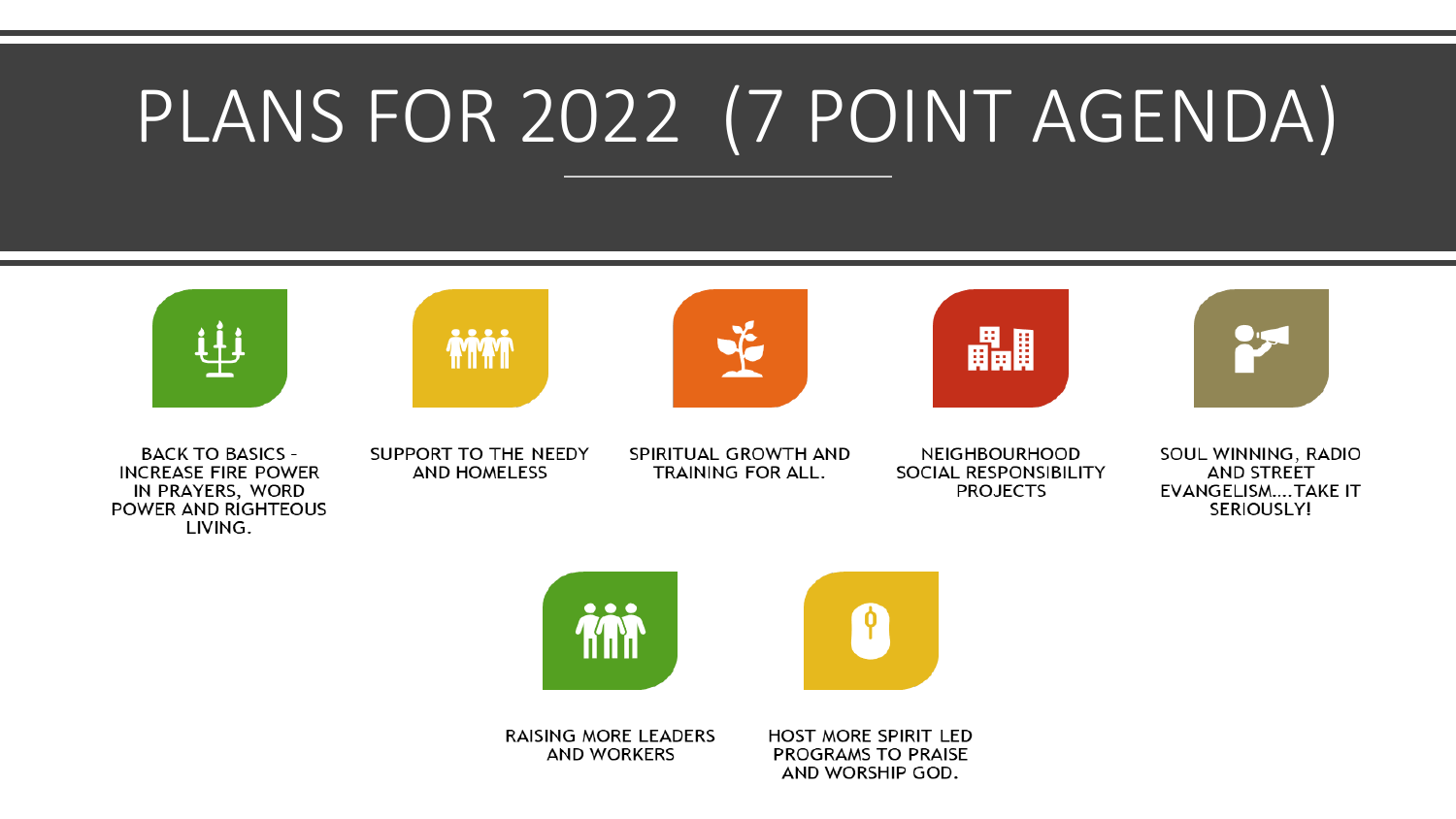# PLANS FOR 2022 (7 POINT AGENDA)

- BACK TO BASICS - INCREASE FIRE POWER IN PRAYERS, WORD POWER AND RIGHTEOUS LIVING.
- SUPPORT TO THE NEEDY AND HOMELESS
- SPIRITUAL GROWTH AND TRAINING FOR ALL.
- NEIGHBOURHOOD SOCIAL RESPONSIBILITY PROJECTS
- SOUL WINNING, RADIO AND STREET EVANGELISM....TAKE IT SERIOUSLY!
- RAISING MORE LEADERS AND WORKERS
- HOST MORE SPIRIT LED PROGRAMS TO PRAISE AND WORSHIP GOD.